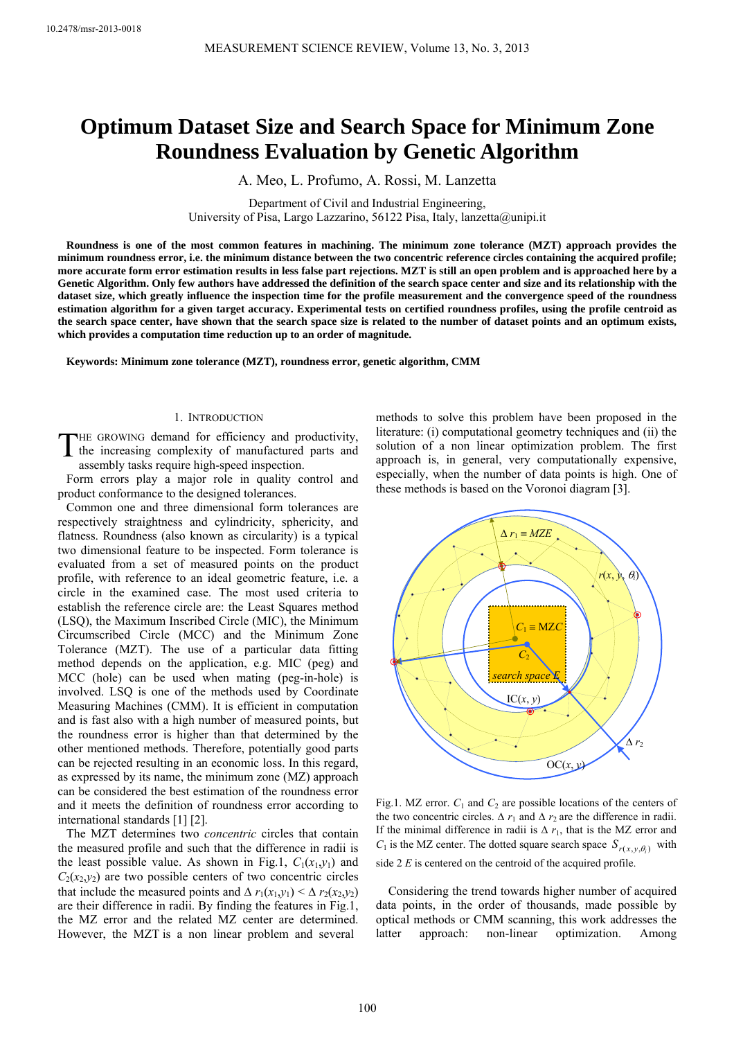10.2478/msr-2013-0018

# Optimum Dataset Size and Search Space for Minimum Zone Roundness Evaluation by Genetic Algorithm

A. Meo, L. Profumo, A. Rossi, M. Lanzetta

Department of Civil and Industrial Engineering,
University of Pisa, Largo Lazzarino, 56122 Pisa, Italy, lanzetta@unipi.it

**Roundness is one of the most common features in machining. The minimum zone tolerance (MZT) approach provides the minimum roundness error, i.e. the minimum distance between the two concentric reference circles containing the acquired profile; more accurate form error estimation results in less false part rejections. MZT is still an open problem and is approached here by a Genetic Algorithm. Only few authors have addressed the definition of the search space center and size and its relationship with the dataset size, which greatly influence the inspection time for the profile measurement and the convergence speed of the roundness estimation algorithm for a given target accuracy. Experimental tests on certified roundness profiles, using the profile centroid as the search space center, have shown that the search space size is related to the number of dataset points and an optimum exists, which provides a computation time reduction up to an order of magnitude.**

**Keywords: Minimum zone tolerance (MZT), roundness error, genetic algorithm, CMM**

## 1. Introduction

The growing demand for efficiency and productivity, the increasing complexity of manufactured parts and assembly tasks require high-speed inspection.

Form errors play a major role in quality control and product conformance to the designed tolerances.

Common one and three dimensional form tolerances are respectively straightness and cylindricity, sphericity, and flatness. Roundness (also known as circularity) is a typical two dimensional feature to be inspected. Form tolerance is evaluated from a set of measured points on the product profile, with reference to an ideal geometric feature, i.e. a circle in the examined case. The most used criteria to establish the reference circle are: the Least Squares method (LSQ), the Maximum Inscribed Circle (MIC), the Minimum Circumscribed Circle (MCC) and the Minimum Zone Tolerance (MZT). The use of a particular data fitting method depends on the application, e.g. MIC (peg) and MCC (hole) can be used when mating (peg-in-hole) is involved. LSQ is one of the methods used by Coordinate Measuring Machines (CMM). It is efficient in computation and is fast also with a high number of measured points, but the roundness error is higher than that determined by the other mentioned methods. Therefore, potentially good parts can be rejected resulting in an economic loss. In this regard, as expressed by its name, the minimum zone (MZ) approach can be considered the best estimation of the roundness error and it meets the definition of roundness error according to international standards [1] [2].

The MZT determines two *concentric* circles that contain the measured profile and such that the difference in radii is the least possible value. As shown in Fig.1, $C_1(x_1,y_1)$ and $C_2(x_2,y_2)$ are two possible centers of two concentric circles that include the measured points and $\Delta r_1(x_1,y_1) < \Delta r_2(x_2,y_2)$ are their difference in radii. By finding the features in Fig.1, the MZ error and the related MZ center are determined. However, the MZT is a non linear problem and several methods to solve this problem have been proposed in the literature: (i) computational geometry techniques and (ii) the solution of a non linear optimization problem. The first approach is, in general, very computationally expensive, especially, when the number of data points is high. One of these methods is based on the Voronoi diagram [3].

Fig.1. MZ error. $C_1$ and $C_2$ are possible locations of the centers of the two concentric circles. $\Delta r_1$ and $\Delta r_2$ are the difference in radii. If the minimal difference in radii is $\Delta r_1$, that is the MZ error and $C_1$ is the MZ center. The dotted square search space $S_{r(x,y,\theta_i)}$ with side 2 $E$ is centered on the centroid of the acquired profile.

Considering the trend towards higher number of acquired data points, in the order of thousands, made possible by optical methods or CMM scanning, this work addresses the latter approach: non-linear optimization. Among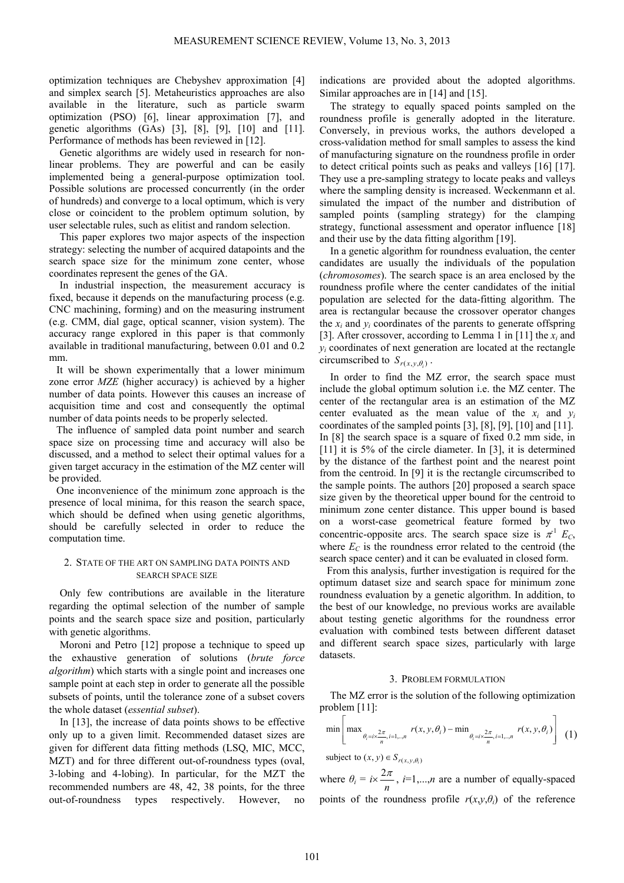optimization techniques are Chebyshev approximation [4] and simplex search [5]. Metaheuristics approaches are also available in the literature, such as particle swarm optimization (PSO) [6], linear approximation [7], and genetic algorithms (GAs) [3], [8], [9], [10] and [11]. Performance of methods has been reviewed in [12].

Genetic algorithms are widely used in research for non-linear problems. They are powerful and can be easily implemented being a general-purpose optimization tool. Possible solutions are processed concurrently (in the order of hundreds) and converge to a local optimum, which is very close or coincident to the problem optimum solution, by user selectable rules, such as elitist and random selection.

This paper explores two major aspects of the inspection strategy: selecting the number of acquired datapoints and the search space size for the minimum zone center, whose coordinates represent the genes of the GA.

In industrial inspection, the measurement accuracy is fixed, because it depends on the manufacturing process (e.g. CNC machining, forming) and on the measuring instrument (e.g. CMM, dial gage, optical scanner, vision system). The accuracy range explored in this paper is that commonly available in traditional manufacturing, between 0.01 and 0.2 mm.

It will be shown experimentally that a lower minimum zone error *MZE* (higher accuracy) is achieved by a higher number of data points. However this causes an increase of acquisition time and cost and consequently the optimal number of data points needs to be properly selected.

The influence of sampled data point number and search space size on processing time and accuracy will also be discussed, and a method to select their optimal values for a given target accuracy in the estimation of the MZ center will be provided.

One inconvenience of the minimum zone approach is the presence of local minima, for this reason the search space, which should be defined when using genetic algorithms, should be carefully selected in order to reduce the computation time.

## 2. State of the art on sampling data points and search space size

Only few contributions are available in the literature regarding the optimal selection of the number of sample points and the search space size and position, particularly with genetic algorithms.

Moroni and Petro [12] propose a technique to speed up the exhaustive generation of solutions (*brute force algorithm*) which starts with a single point and increases one sample point at each step in order to generate all the possible subsets of points, until the tolerance zone of a subset covers the whole dataset (*essential subset*).

In [13], the increase of data points shows to be effective only up to a given limit. Recommended dataset sizes are given for different data fitting methods (LSQ, MIC, MCC, MZT) and for three different out-of-roundness types (oval, 3-lobing and 4-lobing). In particular, for the MZT the recommended numbers are 48, 42, 38 points, for the three out-of-roundness types respectively. However, no indications are provided about the adopted algorithms. Similar approaches are in [14] and [15].

The strategy to equally spaced points sampled on the roundness profile is generally adopted in the literature. Conversely, in previous works, the authors developed a cross-validation method for small samples to assess the kind of manufacturing signature on the roundness profile in order to detect critical points such as peaks and valleys [16] [17]. They use a pre-sampling strategy to locate peaks and valleys where the sampling density is increased. Weckenmann et al. simulated the impact of the number and distribution of sampled points (sampling strategy) for the clamping strategy, functional assessment and operator influence [18] and their use by the data fitting algorithm [19].

In a genetic algorithm for roundness evaluation, the center candidates are usually the individuals of the population (*chromosomes*). The search space is an area enclosed by the roundness profile where the center candidates of the initial population are selected for the data-fitting algorithm. The area is rectangular because the crossover operator changes the $x_i$ and $y_i$ coordinates of the parents to generate offspring [3]. After crossover, according to Lemma 1 in [11] the $x_i$ and $y_i$ coordinates of next generation are located at the rectangle circumscribed to $S_{r(x,y,\theta_i)}$.

In order to find the MZ error, the search space must include the global optimum solution i.e. the MZ center. The center of the rectangular area is an estimation of the MZ center evaluated as the mean value of the $x_i$ and $y_i$ coordinates of the sampled points [3], [8], [9], [10] and [11]. In [8] the search space is a square of fixed 0.2 mm side, in [11] it is 5% of the circle diameter. In [3], it is determined by the distance of the farthest point and the nearest point from the centroid. In [9] it is the rectangle circumscribed to the sample points. The authors [20] proposed a search space size given by the theoretical upper bound for the centroid to minimum zone center distance. This upper bound is based on a worst-case geometrical feature formed by two concentric-opposite arcs. The search space size is $\pi^{-1} E_C$, where $E_C$ is the roundness error related to the centroid (the search space center) and it can be evaluated in closed form.

From this analysis, further investigation is required for the optimum dataset size and search space for minimum zone roundness evaluation by a genetic algorithm. In addition, to the best of our knowledge, no previous works are available about testing genetic algorithms for the roundness error evaluation with combined tests between different dataset and different search space sizes, particularly with large datasets.

## 3. Problem formulation

The MZ error is the solution of the following optimization problem [11]:

$$\min \left[ \max_{\theta_i = i \times \frac{2\pi}{n}, i=1,\dots,n} r(x,y,\theta_i) - \min_{\theta_i = i \times \frac{2\pi}{n}, i=1,\dots,n} r(x,y,\theta_i) \right] \quad (1)$$

subject to $(x, y) \in S_{r(x,y,\theta_i)}$

where $\theta_i = i \times \dfrac{2\pi}{n}$, $i$=1,...,$n$ are a number of equally-spaced points of the roundness profile $r(x,y,\theta_i)$ of the reference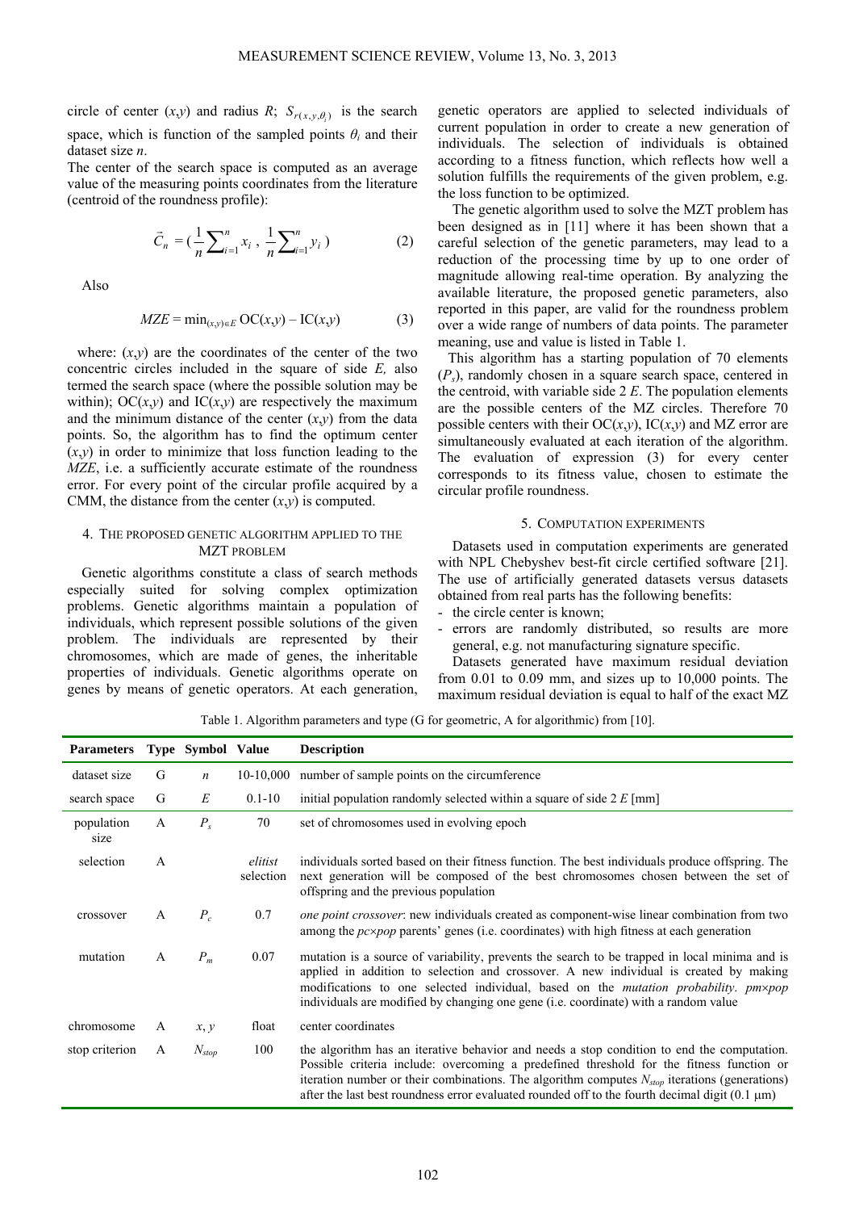circle of center $(x,y)$ and radius $R$; $S_{r(x,y,\theta_i)}$ is the search space, which is function of the sampled points $\theta_i$ and their dataset size $n$.

The center of the search space is computed as an average value of the measuring points coordinates from the literature (centroid of the roundness profile):

$$\vec{C}_n = \left(\frac{1}{n}\sum_{i=1}^{n} x_i \,,\, \frac{1}{n}\sum_{i=1}^{n} y_i\right) \tag{2}$$

Also

$$MZE = \min_{(x,y)\in E} \mathrm{OC}(x,y) - \mathrm{IC}(x,y) \tag{3}$$

where: $(x,y)$ are the coordinates of the center of the two concentric circles included in the square of side $E$, also termed the search space (where the possible solution may be within); $\mathrm{OC}(x,y)$ and $\mathrm{IC}(x,y)$ are respectively the maximum and the minimum distance of the center $(x,y)$ from the data points. So, the algorithm has to find the optimum center $(x,y)$ in order to minimize that loss function leading to the *MZE*, i.e. a sufficiently accurate estimate of the roundness error. For every point of the circular profile acquired by a CMM, the distance from the center $(x,y)$ is computed.

## 4. The proposed genetic algorithm applied to the MZT problem

Genetic algorithms constitute a class of search methods especially suited for solving complex optimization problems. Genetic algorithms maintain a population of individuals, which represent possible solutions of the given problem. The individuals are represented by their chromosomes, which are made of genes, the inheritable properties of individuals. Genetic algorithms operate on genes by means of genetic operators. At each generation, genetic operators are applied to selected individuals of current population in order to create a new generation of individuals. The selection of individuals is obtained according to a fitness function, which reflects how well a solution fulfills the requirements of the given problem, e.g. the loss function to be optimized.

The genetic algorithm used to solve the MZT problem has been designed as in [11] where it has been shown that a careful selection of the genetic parameters, may lead to a reduction of the processing time by up to one order of magnitude allowing real-time operation. By analyzing the available literature, the proposed genetic parameters, also reported in this paper, are valid for the roundness problem over a wide range of numbers of data points. The parameter meaning, use and value is listed in Table 1.

This algorithm has a starting population of 70 elements ($P_s$), randomly chosen in a square search space, centered in the centroid, with variable side 2 $E$. The population elements are the possible centers of the MZ circles. Therefore 70 possible centers with their $\mathrm{OC}(x,y)$, $\mathrm{IC}(x,y)$ and MZ error are simultaneously evaluated at each iteration of the algorithm. The evaluation of expression (3) for every center corresponds to its fitness value, chosen to estimate the circular profile roundness.

## 5. Computation experiments

Datasets used in computation experiments are generated with NPL Chebyshev best-fit circle certified software [21]. The use of artificially generated datasets versus datasets obtained from real parts has the following benefits:

- the circle center is known;
- errors are randomly distributed, so results are more general, e.g. not manufacturing signature specific.

Datasets generated have maximum residual deviation from 0.01 to 0.09 mm, and sizes up to 10,000 points. The maximum residual deviation is equal to half of the exact MZ

Table 1. Algorithm parameters and type (G for geometric, A for algorithmic) from [10].

| Parameters | Type | Symbol | Value | Description |
|---|---|---|---|---|
| dataset size | G | $n$ | 10-10,000 | number of sample points on the circumference |
| search space | G | $E$ | 0.1-10 | initial population randomly selected within a square of side 2 $E$ [mm] |
| population size | A | $P_s$ | 70 | set of chromosomes used in evolving epoch |
| selection | A | | *elitist selection* | individuals sorted based on their fitness function. The best individuals produce offspring. The next generation will be composed of the best chromosomes chosen between the set of offspring and the previous population |
| crossover | A | $P_c$ | 0.7 | *one point crossover*: new individuals created as component-wise linear combination from two among the *pc×pop* parents' genes (i.e. coordinates) with high fitness at each generation |
| mutation | A | $P_m$ | 0.07 | mutation is a source of variability, prevents the search to be trapped in local minima and is applied in addition to selection and crossover. A new individual is created by making modifications to one selected individual, based on the *mutation probability*. *pm×pop* individuals are modified by changing one gene (i.e. coordinate) with a random value |
| chromosome | A | $x$, $y$ | float | center coordinates |
| stop criterion | A | $N_{stop}$ | 100 | the algorithm has an iterative behavior and needs a stop condition to end the computation. Possible criteria include: overcoming a predefined threshold for the fitness function or iteration number or their combinations. The algorithm computes $N_{stop}$ iterations (generations) after the last best roundness error evaluated rounded off to the fourth decimal digit (0.1 µm) |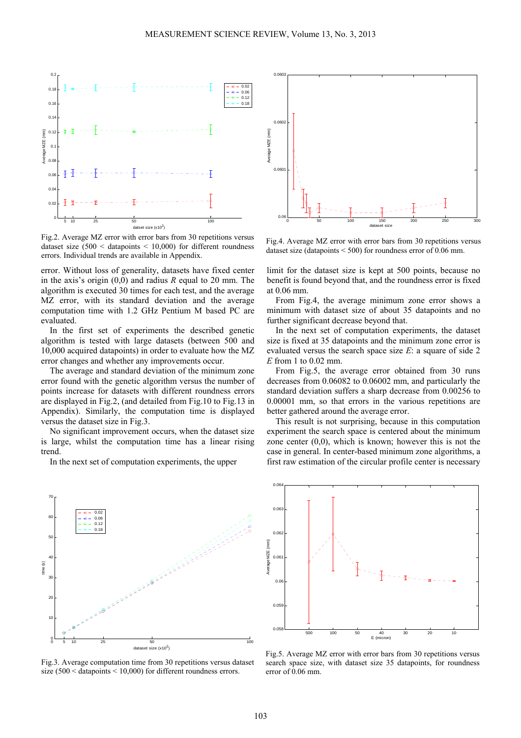Fig.2. Average MZ error with error bars from 30 repetitions versus dataset size (500 < datapoints < 10,000) for different roundness errors. Individual trends are available in Appendix.

Fig.4. Average MZ error with error bars from 30 repetitions versus dataset size (datapoints < 500) for roundness error of 0.06 mm.

error. Without loss of generality, datasets have fixed center in the axis's origin (0,0) and radius $R$ equal to 20 mm. The algorithm is executed 30 times for each test, and the average MZ error, with its standard deviation and the average computation time with 1.2 GHz Pentium M based PC are evaluated.

In the first set of experiments the described genetic algorithm is tested with large datasets (between 500 and 10,000 acquired datapoints) in order to evaluate how the MZ error changes and whether any improvements occur.

The average and standard deviation of the minimum zone error found with the genetic algorithm versus the number of points increase for datasets with different roundness errors are displayed in Fig.2, (and detailed from Fig.10 to Fig.13 in Appendix). Similarly, the computation time is displayed versus the dataset size in Fig.3.

No significant improvement occurs, when the dataset size is large, whilst the computation time has a linear rising trend.

In the next set of computation experiments, the upper limit for the dataset size is kept at 500 points, because no benefit is found beyond that, and the roundness error is fixed at 0.06 mm.

From Fig.4, the average minimum zone error shows a minimum with dataset size of about 35 datapoints and no further significant decrease beyond that.

In the next set of computation experiments, the dataset size is fixed at 35 datapoints and the minimum zone error is evaluated versus the search space size $E$: a square of side 2 $E$ from 1 to 0.02 mm.

From Fig.5, the average error obtained from 30 runs decreases from 0.06082 to 0.06002 mm, and particularly the standard deviation suffers a sharp decrease from 0.00256 to 0.00001 mm, so that errors in the various repetitions are better gathered around the average error.

This result is not surprising, because in this computation experiment the search space is centered about the minimum zone center (0,0), which is known; however this is not the case in general. In center-based minimum zone algorithms, a first raw estimation of the circular profile center is necessary

Fig.3. Average computation time from 30 repetitions versus dataset size (500 < datapoints < 10,000) for different roundness errors.

Fig.5. Average MZ error with error bars from 30 repetitions versus search space size, with dataset size 35 datapoints, for roundness error of 0.06 mm.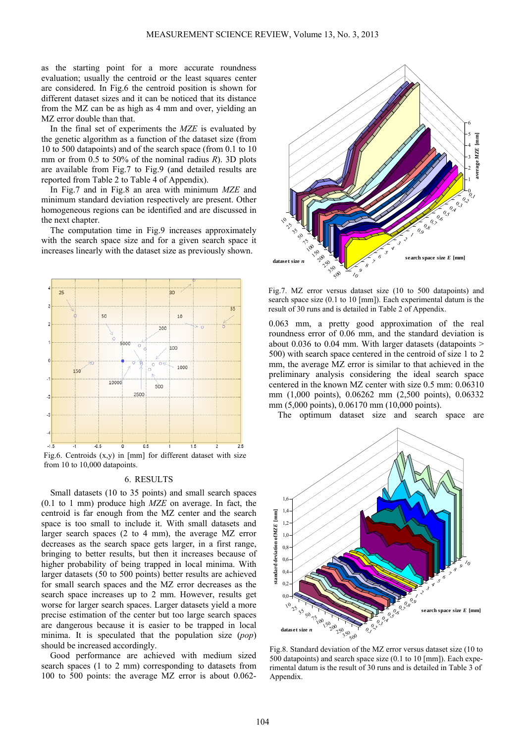as the starting point for a more accurate roundness evaluation; usually the centroid or the least squares center are considered. In Fig.6 the centroid position is shown for different dataset sizes and it can be noticed that its distance from the MZ can be as high as 4 mm and over, yielding an MZ error double than that.

In the final set of experiments the *MZE* is evaluated by the genetic algorithm as a function of the dataset size (from 10 to 500 datapoints) and of the search space (from 0.1 to 10 mm or from 0.5 to 50% of the nominal radius *R*). 3D plots are available from Fig.7 to Fig.9 (and detailed results are reported from Table 2 to Table 4 of Appendix).

In Fig.7 and in Fig.8 an area with minimum *MZE* and minimum standard deviation respectively are present. Other homogeneous regions can be identified and are discussed in the next chapter.

The computation time in Fig.9 increases approximately with the search space size and for a given search space it increases linearly with the dataset size as previously shown.

Fig.6. Centroids (x,y) in [mm] for different dataset with size from 10 to 10,000 datapoints.

## 6. RESULTS

Small datasets (10 to 35 points) and small search spaces (0.1 to 1 mm) produce high *MZE* on average. In fact, the centroid is far enough from the MZ center and the search space is too small to include it. With small datasets and larger search spaces (2 to 4 mm), the average MZ error decreases as the search space gets larger, in a first range, bringing to better results, but then it increases because of higher probability of being trapped in local minima. With larger datasets (50 to 500 points) better results are achieved for small search spaces and the MZ error decreases as the search space increases up to 2 mm. However, results get worse for larger search spaces. Larger datasets yield a more precise estimation of the center but too large search spaces are dangerous because it is easier to be trapped in local minima. It is speculated that the population size (*pop*) should be increased accordingly.

Good performance are achieved with medium sized search spaces (1 to 2 mm) corresponding to datasets from 100 to 500 points: the average MZ error is about 0.062-0.063 mm, a pretty good approximation of the real roundness error of 0.06 mm, and the standard deviation is about 0.036 to 0.04 mm. With larger datasets (datapoints > 500) with search space centered in the centroid of size 1 to 2 mm, the average MZ error is similar to that achieved in the preliminary analysis considering the ideal search space centered in the known MZ center with size 0.5 mm: 0.06310 mm (1,000 points), 0.06262 mm (2,500 points), 0.06332 mm (5,000 points), 0.06170 mm (10,000 points).

The optimum dataset size and search space are

Fig.7. MZ error versus dataset size (10 to 500 datapoints) and search space size (0.1 to 10 [mm]). Each experimental datum is the result of 30 runs and is detailed in Table 2 of Appendix.

Fig.8. Standard deviation of the MZ error versus dataset size (10 to 500 datapoints) and search space size (0.1 to 10 [mm]). Each experimental datum is the result of 30 runs and is detailed in Table 3 of Appendix.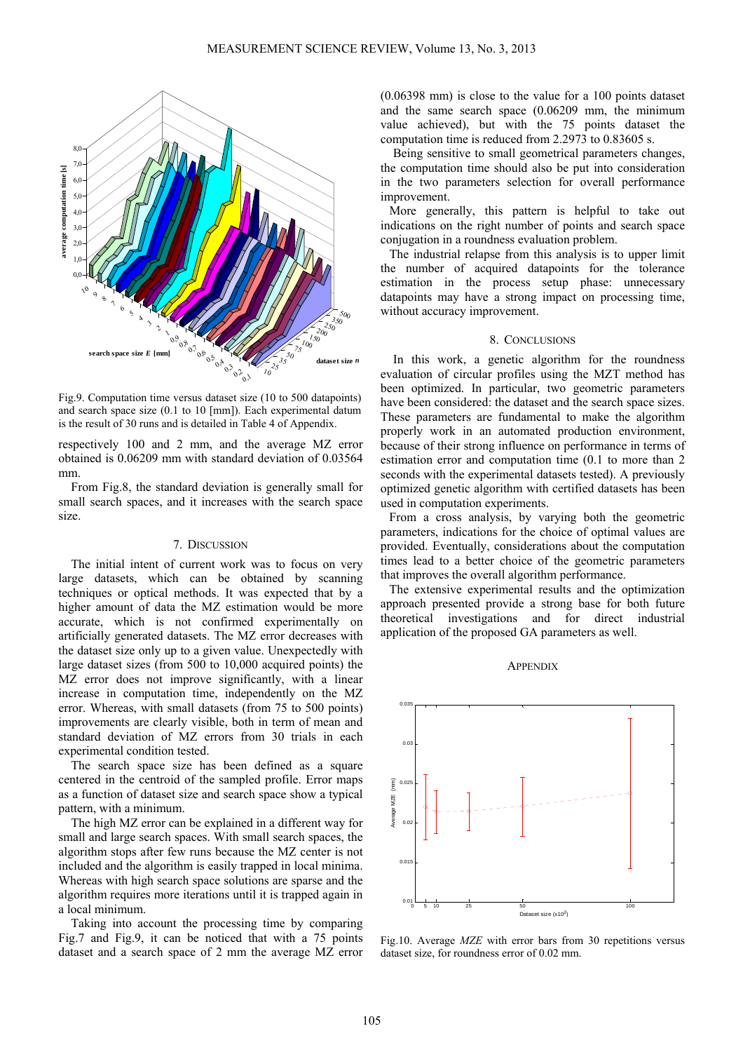Fig.9. Computation time versus dataset size (10 to 500 datapoints) and search space size (0.1 to 10 [mm]). Each experimental datum is the result of 30 runs and is detailed in Table 4 of Appendix.

respectively 100 and 2 mm, and the average MZ error obtained is 0.06209 mm with standard deviation of 0.03564 mm.

From Fig.8, the standard deviation is generally small for small search spaces, and it increases with the search space size.

## 7. DISCUSSION

The initial intent of current work was to focus on very large datasets, which can be obtained by scanning techniques or optical methods. It was expected that by a higher amount of data the MZ estimation would be more accurate, which is not confirmed experimentally on artificially generated datasets. The MZ error decreases with the dataset size only up to a given value. Unexpectedly with large dataset sizes (from 500 to 10,000 acquired points) the MZ error does not improve significantly, with a linear increase in computation time, independently on the MZ error. Whereas, with small datasets (from 75 to 500 points) improvements are clearly visible, both in term of mean and standard deviation of MZ errors from 30 trials in each experimental condition tested.

The search space size has been defined as a square centered in the centroid of the sampled profile. Error maps as a function of dataset size and search space show a typical pattern, with a minimum.

The high MZ error can be explained in a different way for small and large search spaces. With small search spaces, the algorithm stops after few runs because the MZ center is not included and the algorithm is easily trapped in local minima. Whereas with high search space solutions are sparse and the algorithm requires more iterations until it is trapped again in a local minimum.

Taking into account the processing time by comparing Fig.7 and Fig.9, it can be noticed that with a 75 points dataset and a search space of 2 mm the average MZ error (0.06398 mm) is close to the value for a 100 points dataset and the same search space (0.06209 mm, the minimum value achieved), but with the 75 points dataset the computation time is reduced from 2.2973 to 0.83605 s.

Being sensitive to small geometrical parameters changes, the computation time should also be put into consideration in the two parameters selection for overall performance improvement.

More generally, this pattern is helpful to take out indications on the right number of points and search space conjugation in a roundness evaluation problem.

The industrial relapse from this analysis is to upper limit the number of acquired datapoints for the tolerance estimation in the process setup phase: unnecessary datapoints may have a strong impact on processing time, without accuracy improvement.

## 8. CONCLUSIONS

In this work, a genetic algorithm for the roundness evaluation of circular profiles using the MZT method has been optimized. In particular, two geometric parameters have been considered: the dataset and the search space sizes. These parameters are fundamental to make the algorithm properly work in an automated production environment, because of their strong influence on performance in terms of estimation error and computation time (0.1 to more than 2 seconds with the experimental datasets tested). A previously optimized genetic algorithm with certified datasets has been used in computation experiments.

From a cross analysis, by varying both the geometric parameters, indications for the choice of optimal values are provided. Eventually, considerations about the computation times lead to a better choice of the geometric parameters that improves the overall algorithm performance.

The extensive experimental results and the optimization approach presented provide a strong base for both future theoretical investigations and for direct industrial application of the proposed GA parameters as well.

## APPENDIX

Fig.10. Average *MZE* with error bars from 30 repetitions versus dataset size, for roundness error of 0.02 mm.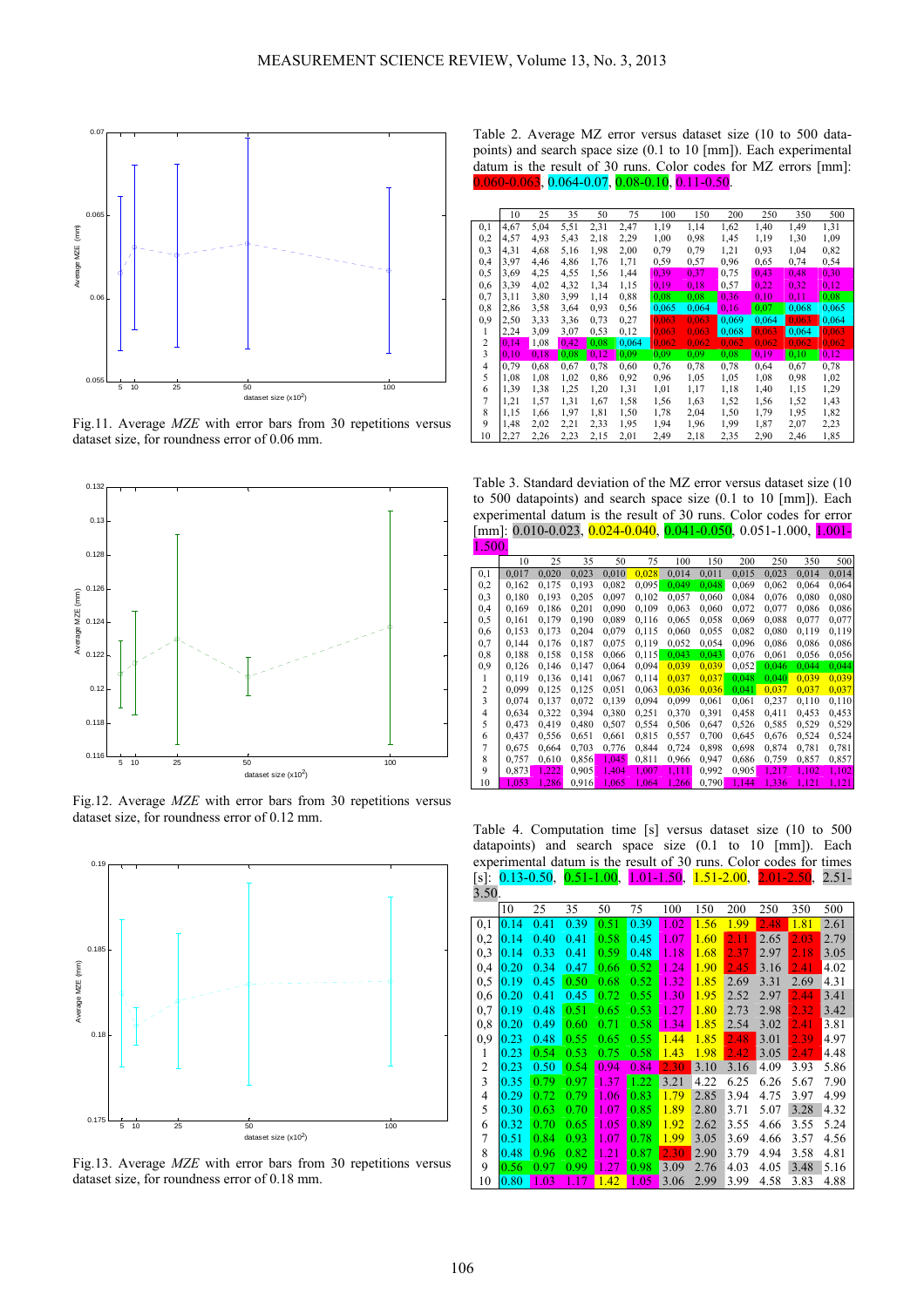Fig.11. Average *MZE* with error bars from 30 repetitions versus dataset size, for roundness error of 0.06 mm.

Fig.12. Average *MZE* with error bars from 30 repetitions versus dataset size, for roundness error of 0.12 mm.

Fig.13. Average *MZE* with error bars from 30 repetitions versus dataset size, for roundness error of 0.18 mm.

Table 2. Average MZ error versus dataset size (10 to 500 datapoints) and search space size (0.1 to 10 [mm]). Each experimental datum is the result of 30 runs. Color codes for MZ errors [mm]: 0.060-0.063, 0.064-0.07, 0.08-0.10, 0.11-0.50.

| | 10 | 25 | 35 | 50 | 75 | 100 | 150 | 200 | 250 | 350 | 500 |
|---|---|---|---|---|---|---|---|---|---|---|---|
| 0,1 | 4,67 | 5,04 | 5,51 | 2,31 | 2,47 | 1,19 | 1,14 | 1,62 | 1,40 | 1,49 | 1,31 |
| 0,2 | 4,57 | 4,93 | 5,43 | 2,18 | 2,29 | 1,00 | 0,98 | 1,45 | 1,19 | 1,30 | 1,09 |
| 0,3 | 4,31 | 4,68 | 5,16 | 1,98 | 2,00 | 0,79 | 0,79 | 1,21 | 0,93 | 1,04 | 0,82 |
| 0,4 | 3,97 | 4,46 | 4,86 | 1,76 | 1,71 | 0,59 | 0,57 | 0,96 | 0,65 | 0,74 | 0,54 |
| 0,5 | 3,69 | 4,25 | 4,55 | 1,56 | 1,44 | 0,39 | 0,37 | 0,75 | 0,43 | 0,48 | 0,30 |
| 0,6 | 3,39 | 4,02 | 4,32 | 1,34 | 1,15 | 0,19 | 0,18 | 0,57 | 0,22 | 0,32 | 0,12 |
| 0,7 | 3,11 | 3,80 | 3,99 | 1,14 | 0,88 | 0,08 | 0,08 | 0,36 | 0,10 | 0,11 | 0,08 |
| 0,8 | 2,86 | 3,58 | 3,64 | 0,93 | 0,56 | 0,065 | 0,064 | 0,16 | 0,07 | 0,068 | 0,065 |
| 0,9 | 2,50 | 3,33 | 3,36 | 0,73 | 0,27 | 0,063 | 0,063 | 0,069 | 0,064 | 0,063 | 0,064 |
| 1 | 2,24 | 3,09 | 3,07 | 0,53 | 0,12 | 0,063 | 0,063 | 0,068 | 0,063 | 0,064 | 0,063 |
| 2 | 0,14 | 1,08 | 0,42 | 0,08 | 0,064 | 0,062 | 0,062 | 0,062 | 0,062 | 0,062 | 0,062 |
| 3 | 0,10 | 0,18 | 0,08 | 0,12 | 0,09 | 0,09 | 0,09 | 0,08 | 0,19 | 0,10 | 0,12 |
| 4 | 0,79 | 0,68 | 0,67 | 0,78 | 0,60 | 0,76 | 0,78 | 0,78 | 0,64 | 0,67 | 0,78 |
| 5 | 1,08 | 1,08 | 1,02 | 0,86 | 0,92 | 0,96 | 1,05 | 1,05 | 1,08 | 0,98 | 1,02 |
| 6 | 1,39 | 1,38 | 1,25 | 1,20 | 1,31 | 1,01 | 1,17 | 1,18 | 1,40 | 1,15 | 1,29 |
| 7 | 1,21 | 1,57 | 1,31 | 1,67 | 1,58 | 1,56 | 1,63 | 1,52 | 1,56 | 1,52 | 1,43 |
| 8 | 1,15 | 1,66 | 1,97 | 1,81 | 1,50 | 1,78 | 2,04 | 1,50 | 1,79 | 1,95 | 1,82 |
| 9 | 1,48 | 2,02 | 2,21 | 2,33 | 1,95 | 1,94 | 1,96 | 1,99 | 1,87 | 2,07 | 2,23 |
| 10 | 2,27 | 2,26 | 2,23 | 2,15 | 2,01 | 2,49 | 2,18 | 2,35 | 2,90 | 2,46 | 1,85 |

Table 3. Standard deviation of the MZ error versus dataset size (10 to 500 datapoints) and search space size (0.1 to 10 [mm]). Each experimental datum is the result of 30 runs. Color codes for error [mm]: 0.010-0.023, 0.024-0.040, 0.041-0.050, 0.051-1.000, 1.001-1.500.

| | 10 | 25 | 35 | 50 | 75 | 100 | 150 | 200 | 250 | 350 | 500 |
|---|---|---|---|---|---|---|---|---|---|---|---|
| 0,1 | 0,017 | 0,020 | 0,023 | 0,010 | 0,028 | 0,014 | 0,011 | 0,015 | 0,023 | 0,014 | 0,014 |
| 0,2 | 0,162 | 0,175 | 0,193 | 0,082 | 0,095 | 0,049 | 0,048 | 0,069 | 0,062 | 0,064 | 0,064 |
| 0,3 | 0,180 | 0,193 | 0,205 | 0,097 | 0,102 | 0,057 | 0,060 | 0,084 | 0,076 | 0,080 | 0,080 |
| 0,4 | 0,169 | 0,186 | 0,201 | 0,090 | 0,109 | 0,063 | 0,060 | 0,072 | 0,077 | 0,086 | 0,086 |
| 0,5 | 0,161 | 0,179 | 0,190 | 0,089 | 0,116 | 0,065 | 0,058 | 0,069 | 0,088 | 0,077 | 0,077 |
| 0,6 | 0,153 | 0,173 | 0,204 | 0,079 | 0,115 | 0,060 | 0,055 | 0,082 | 0,080 | 0,119 | 0,119 |
| 0,7 | 0,144 | 0,176 | 0,187 | 0,075 | 0,119 | 0,052 | 0,054 | 0,096 | 0,086 | 0,086 | 0,086 |
| 0,8 | 0,188 | 0,158 | 0,158 | 0,066 | 0,115 | 0,043 | 0,043 | 0,076 | 0,061 | 0,056 | 0,056 |
| 0,9 | 0,126 | 0,146 | 0,147 | 0,064 | 0,094 | 0,039 | 0,039 | 0,052 | 0,046 | 0,044 | 0,044 |
| 1 | 0,119 | 0,136 | 0,141 | 0,067 | 0,114 | 0,037 | 0,037 | 0,048 | 0,040 | 0,039 | 0,039 |
| 2 | 0,099 | 0,125 | 0,125 | 0,051 | 0,063 | 0,036 | 0,036 | 0,041 | 0,037 | 0,037 | 0,037 |
| 3 | 0,074 | 0,137 | 0,072 | 0,139 | 0,094 | 0,099 | 0,061 | 0,061 | 0,237 | 0,110 | 0,110 |
| 4 | 0,634 | 0,322 | 0,394 | 0,380 | 0,251 | 0,370 | 0,391 | 0,458 | 0,411 | 0,453 | 0,453 |
| 5 | 0,473 | 0,419 | 0,480 | 0,507 | 0,554 | 0,506 | 0,647 | 0,526 | 0,585 | 0,529 | 0,529 |
| 6 | 0,437 | 0,556 | 0,651 | 0,661 | 0,815 | 0,557 | 0,700 | 0,645 | 0,676 | 0,524 | 0,524 |
| 7 | 0,675 | 0,664 | 0,703 | 0,776 | 0,844 | 0,724 | 0,898 | 0,698 | 0,874 | 0,781 | 0,781 |
| 8 | 0,757 | 0,610 | 0,856 | 1,045 | 0,811 | 0,966 | 0,947 | 0,686 | 0,759 | 0,857 | 0,857 |
| 9 | 0,873 | 1,222 | 0,905 | 1,404 | 1,007 | 1,111 | 0,992 | 0,905 | 1,217 | 1,102 | 1,102 |
| 10 | 1,053 | 1,286 | 0,916 | 1,065 | 1,064 | 1,266 | 0,790 | 1,144 | 1,336 | 1,121 | 1,121 |

Table 4. Computation time [s] versus dataset size (10 to 500 datapoints) and search space size (0.1 to 10 [mm]). Each experimental datum is the result of 30 runs. Color codes for times [s]: 0.13-0.50, 0.51-1.00, 1.01-1.50, 1.51-2.00, 2.01-2.50, 2.51-3.50.

| | 10 | 25 | 35 | 50 | 75 | 100 | 150 | 200 | 250 | 350 | 500 |
|---|---|---|---|---|---|---|---|---|---|---|---|
| 0,1 | 0.14 | 0.41 | 0.39 | 0.51 | 0.39 | 1.02 | 1.56 | 1.99 | 2.48 | 1.81 | 2.61 |
| 0,2 | 0.14 | 0.40 | 0.41 | 0.58 | 0.45 | 1.07 | 1.60 | 2.11 | 2.65 | 2.03 | 2.79 |
| 0,3 | 0.14 | 0.33 | 0.41 | 0.59 | 0.48 | 1.18 | 1.68 | 2.37 | 2.97 | 2.18 | 3.05 |
| 0,4 | 0.20 | 0.34 | 0.47 | 0.66 | 0.52 | 1.24 | 1.90 | 2.45 | 3.16 | 2.41 | 4.02 |
| 0,5 | 0.19 | 0.45 | 0.50 | 0.68 | 0.52 | 1.32 | 1.85 | 2.69 | 3.31 | 2.69 | 4.31 |
| 0,6 | 0.20 | 0.41 | 0.45 | 0.72 | 0.55 | 1.30 | 1.95 | 2.52 | 2.97 | 2.44 | 3.41 |
| 0,7 | 0.19 | 0.48 | 0.51 | 0.65 | 0.53 | 1.27 | 1.80 | 2.73 | 2.98 | 2.32 | 3.42 |
| 0,8 | 0.20 | 0.49 | 0.60 | 0.71 | 0.58 | 1.34 | 1.85 | 2.54 | 3.02 | 2.41 | 3.81 |
| 0,9 | 0.23 | 0.48 | 0.55 | 0.65 | 0.55 | 1.44 | 1.85 | 2.48 | 3.01 | 2.39 | 4.97 |
| 1 | 0.23 | 0.54 | 0.53 | 0.75 | 0.58 | 1.43 | 1.98 | 2.42 | 3.05 | 2.47 | 4.48 |
| 2 | 0.23 | 0.50 | 0.54 | 0.94 | 0.84 | 2.30 | 3.10 | 3.16 | 4.09 | 3.93 | 5.86 |
| 3 | 0.35 | 0.79 | 0.97 | 1.37 | 1.22 | 3.21 | 4.22 | 6.25 | 6.26 | 5.67 | 7.90 |
| 4 | 0.29 | 0.72 | 0.79 | 1.06 | 0.83 | 1.79 | 2.85 | 3.94 | 4.75 | 3.97 | 4.99 |
| 5 | 0.30 | 0.63 | 0.70 | 1.07 | 0.85 | 1.89 | 2.80 | 3.71 | 5.07 | 3.28 | 4.32 |
| 6 | 0.32 | 0.70 | 0.65 | 1.05 | 0.89 | 1.92 | 2.62 | 3.55 | 4.66 | 3.55 | 5.24 |
| 7 | 0.51 | 0.84 | 0.93 | 1.07 | 0.78 | 1.99 | 3.05 | 3.69 | 4.66 | 3.57 | 4.56 |
| 8 | 0.48 | 0.96 | 0.82 | 1.21 | 0.87 | 2.30 | 2.90 | 3.79 | 4.94 | 3.58 | 4.81 |
| 9 | 0.56 | 0.97 | 0.99 | 1.27 | 0.98 | 3.09 | 2.76 | 4.03 | 4.05 | 3.48 | 5.16 |
| 10 | 0.80 | 1.03 | 1.17 | 1.42 | 1.05 | 3.06 | 2.99 | 3.99 | 4.58 | 3.83 | 4.88 |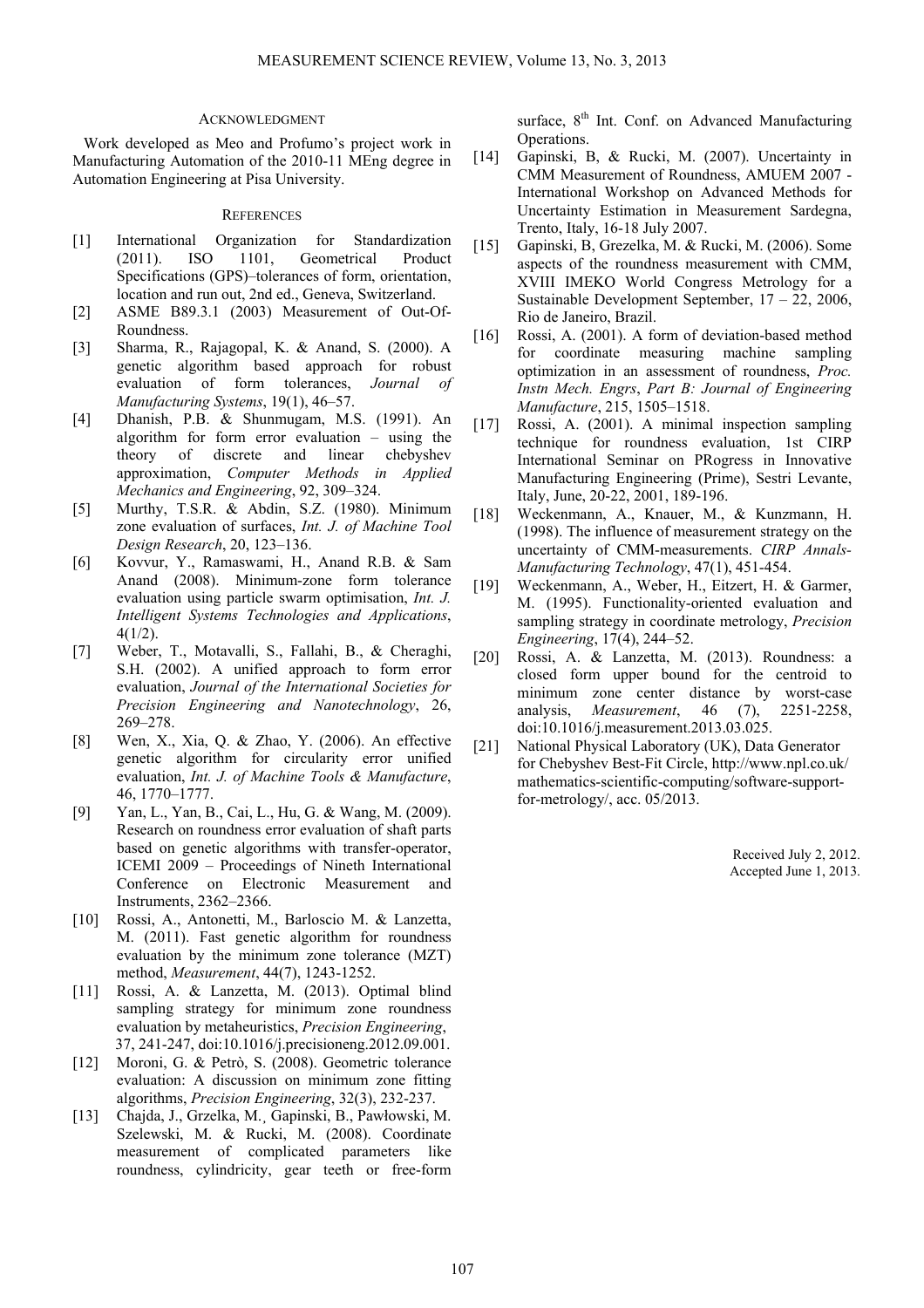## Acknowledgment

Work developed as Meo and Profumo's project work in Manufacturing Automation of the 2010-11 MEng degree in Automation Engineering at Pisa University.

## References

[1] International Organization for Standardization (2011). ISO 1101, Geometrical Product Specifications (GPS)–tolerances of form, orientation, location and run out, 2nd ed., Geneva, Switzerland.

[2] ASME B89.3.1 (2003) Measurement of Out-Of-Roundness.

[3] Sharma, R., Rajagopal, K. & Anand, S. (2000). A genetic algorithm based approach for robust evaluation of form tolerances, *Journal of Manufacturing Systems*, 19(1), 46–57.

[4] Dhanish, P.B. & Shunmugam, M.S. (1991). An algorithm for form error evaluation – using the theory of discrete and linear chebyshev approximation, *Computer Methods in Applied Mechanics and Engineering*, 92, 309–324.

[5] Murthy, T.S.R. & Abdin, S.Z. (1980). Minimum zone evaluation of surfaces, *Int. J. of Machine Tool Design Research*, 20, 123–136.

[6] Kovvur, Y., Ramaswami, H., Anand R.B. & Sam Anand (2008). Minimum-zone form tolerance evaluation using particle swarm optimisation, *Int. J. Intelligent Systems Technologies and Applications*, 4(1/2).

[7] Weber, T., Motavalli, S., Fallahi, B., & Cheraghi, S.H. (2002). A unified approach to form error evaluation, *Journal of the International Societies for Precision Engineering and Nanotechnology*, 26, 269–278.

[8] Wen, X., Xia, Q. & Zhao, Y. (2006). An effective genetic algorithm for circularity error unified evaluation, *Int. J. of Machine Tools & Manufacture*, 46, 1770–1777.

[9] Yan, L., Yan, B., Cai, L., Hu, G. & Wang, M. (2009). Research on roundness error evaluation of shaft parts based on genetic algorithms with transfer-operator, ICEMI 2009 – Proceedings of Nineth International Conference on Electronic Measurement and Instruments, 2362–2366.

[10] Rossi, A., Antonetti, M., Barloscio M. & Lanzetta, M. (2011). Fast genetic algorithm for roundness evaluation by the minimum zone tolerance (MZT) method, *Measurement*, 44(7), 1243-1252.

[11] Rossi, A. & Lanzetta, M. (2013). Optimal blind sampling strategy for minimum zone roundness evaluation by metaheuristics, *Precision Engineering*, 37, 241-247, doi:10.1016/j.precisioneng.2012.09.001.

[12] Moroni, G. & Petrò, S. (2008). Geometric tolerance evaluation: A discussion on minimum zone fitting algorithms, *Precision Engineering*, 32(3), 232-237.

[13] Chajda, J., Grzelka, M.¸ Gapinski, B., Pawłowski, M. Szelewski, M. & Rucki, M. (2008). Coordinate measurement of complicated parameters like roundness, cylindricity, gear teeth or free-form surface, 8th Int. Conf. on Advanced Manufacturing Operations.

[14] Gapinski, B, & Rucki, M. (2007). Uncertainty in CMM Measurement of Roundness, AMUEM 2007 - International Workshop on Advanced Methods for Uncertainty Estimation in Measurement Sardegna, Trento, Italy, 16-18 July 2007.

[15] Gapinski, B, Grezelka, M. & Rucki, M. (2006). Some aspects of the roundness measurement with CMM, XVIII IMEKO World Congress Metrology for a Sustainable Development September, 17 – 22, 2006, Rio de Janeiro, Brazil.

[16] Rossi, A. (2001). A form of deviation-based method for coordinate measuring machine sampling optimization in an assessment of roundness, *Proc. Instn Mech. Engrs*, *Part B: Journal of Engineering Manufacture*, 215, 1505–1518.

[17] Rossi, A. (2001). A minimal inspection sampling technique for roundness evaluation, 1st CIRP International Seminar on PRogress in Innovative Manufacturing Engineering (Prime), Sestri Levante, Italy, June, 20-22, 2001, 189-196.

[18] Weckenmann, A., Knauer, M., & Kunzmann, H. (1998). The influence of measurement strategy on the uncertainty of CMM-measurements. *CIRP Annals-Manufacturing Technology*, 47(1), 451-454.

[19] Weckenmann, A., Weber, H., Eitzert, H. & Garmer, M. (1995). Functionality-oriented evaluation and sampling strategy in coordinate metrology, *Precision Engineering*, 17(4), 244–52.

[20] Rossi, A. & Lanzetta, M. (2013). Roundness: a closed form upper bound for the centroid to minimum zone center distance by worst-case analysis, *Measurement*, 46 (7), 2251-2258, doi:10.1016/j.measurement.2013.03.025.

[21] National Physical Laboratory (UK), Data Generator for Chebyshev Best-Fit Circle, http://www.npl.co.uk/mathematics-scientific-computing/software-support-for-metrology/, acc. 05/2013.

Received July 2, 2012.
Accepted June 1, 2013.